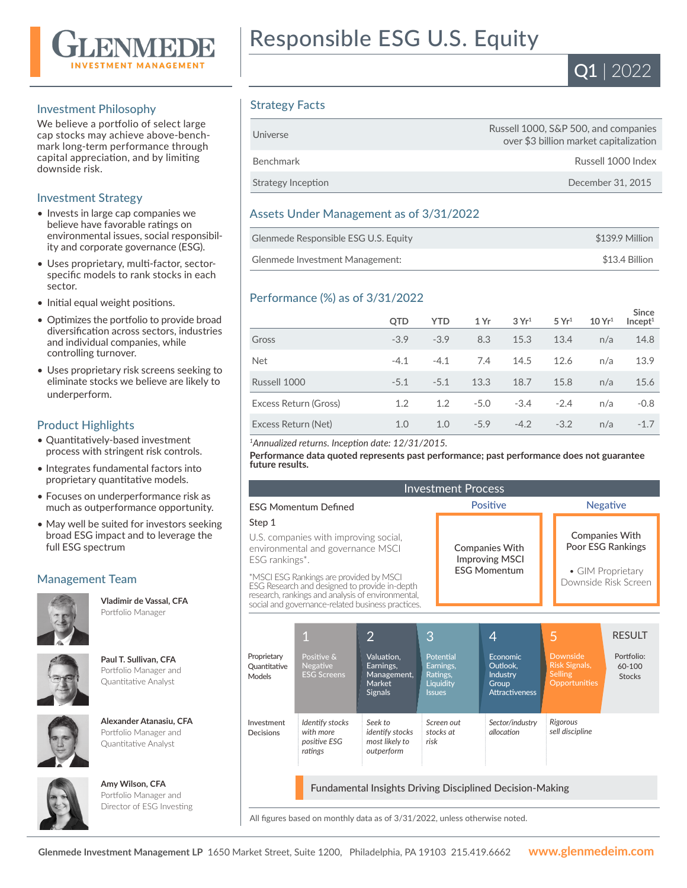# GLENMEDE INVESTMENT MANAGEMENT

# Responsible ESG U.S. Equity

**Q1 | 2022**

## Investment Philosophy

We believe a portfolio of select large cap stocks may achieve above-benchmark long-term performance through capital appreciation, and by limiting downside risk.

## Investment Strategy

- Invests in large cap companies we believe have favorable ratings on environmental issues, social responsibility and corporate governance (ESG).
- Uses proprietary, multi-factor, sector-specific models to rank stocks in each sector.
- Initial equal weight positions.
- Optimizes the portfolio to provide broad diversification across sectors, industries and individual companies, while controlling turnover.
- Uses proprietary risk screens seeking to eliminate stocks we believe are likely to underperform.

## Product Highlights

- Quantitatively-based investment process with stringent risk controls.
- Integrates fundamental factors into proprietary quantitative models.
- Focuses on underperformance risk as much as outperformance opportunity.
- May well be suited for investors seeking broad ESG impact and to leverage the full ESG spectrum

## Management Team

**Vladimir de Vassal, CFA**
Portfolio Manager

**Paul T. Sullivan, CFA**
Portfolio Manager and Quantitative Analyst

**Alexander Atanasiu, CFA**
Portfolio Manager and Quantitative Analyst

**Amy Wilson, CFA**
Portfolio Manager and Director of ESG Investing

## Strategy Facts

| | |
|---|---|
| Universe | Russell 1000, S&P 500, and companies over $3 billion market capitalization |
| Benchmark | Russell 1000 Index |
| Strategy Inception | December 31, 2015 |

## Assets Under Management as of 3/31/2022

| | |
|---|---|
| Glenmede Responsible ESG U.S. Equity | $139.9 Million |
| Glenmede Investment Management: | $13.4 Billion |

## Performance (%) as of 3/31/2022

| | QTD | YTD | 1 Yr | 3 Yr[1] | 5 Yr[1] | 10 Yr[1] | Since Incept[1] |
|---|---|---|---|---|---|---|---|
| Gross | -3.9 | -3.9 | 8.3 | 15.3 | 13.4 | n/a | 14.8 |
| Net | -4.1 | -4.1 | 7.4 | 14.5 | 12.6 | n/a | 13.9 |
| Russell 1000 | -5.1 | -5.1 | 13.3 | 18.7 | 15.8 | n/a | 15.6 |
| Excess Return (Gross) | 1.2 | 1.2 | -5.0 | -3.4 | -2.4 | n/a | -0.8 |
| Excess Return (Net) | 1.0 | 1.0 | -5.9 | -4.2 | -3.2 | n/a | -1.7 |

[1]*Annualized returns. Inception date: 12/31/2015.*

**Performance data quoted represents past performance; past performance does not guarantee future results.**

## Investment Process

**ESG Momentum Defined**

Step 1

U.S. companies with improving social, environmental and governance MSCI ESG rankings*.

*MSCI ESG Rankings are provided by MSCI ESG Research and designed to provide in-depth research, rankings and analysis of environmental, social and governance-related business practices.

| Positive | Negative |
|---|---|
| Companies With Improving MSCI ESG Momentum | Companies With Poor ESG Rankings<br>• GIM Proprietary Downside Risk Screen |

| | 1 | 2 | 3 | 4 | 5 | RESULT |
|---|---|---|---|---|---|---|
| Proprietary Quantitative Models | Positive & Negative ESG Screens | Valuation, Earnings, Management, Market Signals | Potential Earnings, Ratings, Liquidity Issues | Economic Outlook, Industry Group Attractiveness | Downside Risk Signals, Selling Opportunities | Portfolio: 60-100 Stocks |
| Investment Decisions | *Identify stocks with more positive ESG ratings* | *Seek to identify stocks most likely to outperform* | *Screen out stocks at risk* | *Sector/industry allocation* | *Rigorous sell discipline* | |

Fundamental Insights Driving Disciplined Decision-Making

All figures based on monthly data as of 3/31/2022, unless otherwise noted.

**Glenmede Investment Management LP** 1650 Market Street, Suite 1200, Philadelphia, PA 19103 215.419.6662 **www.glenmedeim.com**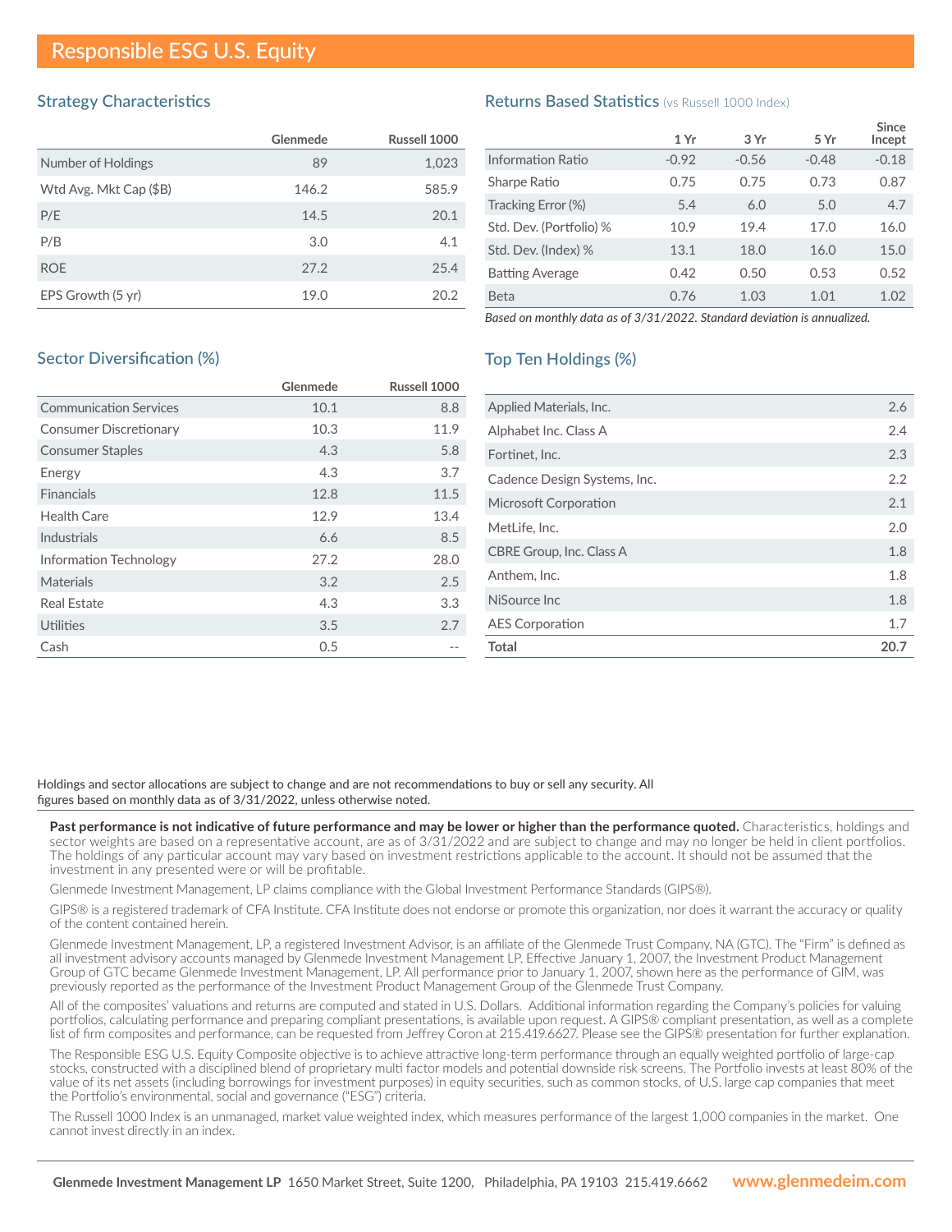# Responsible ESG U.S. Equity

## Strategy Characteristics

| | Glenmede | Russell 1000 |
|---|---|---|
| Number of Holdings | 89 | 1,023 |
| Wtd Avg. Mkt Cap ($B) | 146.2 | 585.9 |
| P/E | 14.5 | 20.1 |
| P/B | 3.0 | 4.1 |
| ROE | 27.2 | 25.4 |
| EPS Growth (5 yr) | 19.0 | 20.2 |

## Returns Based Statistics (vs Russell 1000 Index)

| | 1 Yr | 3 Yr | 5 Yr | Since Incept |
|---|---|---|---|---|
| Information Ratio | -0.92 | -0.56 | -0.48 | -0.18 |
| Sharpe Ratio | 0.75 | 0.75 | 0.73 | 0.87 |
| Tracking Error (%) | 5.4 | 6.0 | 5.0 | 4.7 |
| Std. Dev. (Portfolio) % | 10.9 | 19.4 | 17.0 | 16.0 |
| Std. Dev. (Index) % | 13.1 | 18.0 | 16.0 | 15.0 |
| Batting Average | 0.42 | 0.50 | 0.53 | 0.52 |
| Beta | 0.76 | 1.03 | 1.01 | 1.02 |

*Based on monthly data as of 3/31/2022. Standard deviation is annualized.*

## Sector Diversification (%)

| | Glenmede | Russell 1000 |
|---|---|---|
| Communication Services | 10.1 | 8.8 |
| Consumer Discretionary | 10.3 | 11.9 |
| Consumer Staples | 4.3 | 5.8 |
| Energy | 4.3 | 3.7 |
| Financials | 12.8 | 11.5 |
| Health Care | 12.9 | 13.4 |
| Industrials | 6.6 | 8.5 |
| Information Technology | 27.2 | 28.0 |
| Materials | 3.2 | 2.5 |
| Real Estate | 4.3 | 3.3 |
| Utilities | 3.5 | 2.7 |
| Cash | 0.5 | -- |

## Top Ten Holdings (%)

| | |
|---|---|
| Applied Materials, Inc. | 2.6 |
| Alphabet Inc. Class A | 2.4 |
| Fortinet, Inc. | 2.3 |
| Cadence Design Systems, Inc. | 2.2 |
| Microsoft Corporation | 2.1 |
| MetLife, Inc. | 2.0 |
| CBRE Group, Inc. Class A | 1.8 |
| Anthem, Inc. | 1.8 |
| NiSource Inc | 1.8 |
| AES Corporation | 1.7 |
| **Total** | **20.7** |

Holdings and sector allocations are subject to change and are not recommendations to buy or sell any security. All figures based on monthly data as of 3/31/2022, unless otherwise noted.

**Past performance is not indicative of future performance and may be lower or higher than the performance quoted.** Characteristics, holdings and sector weights are based on a representative account, are as of 3/31/2022 and are subject to change and may no longer be held in client portfolios. The holdings of any particular account may vary based on investment restrictions applicable to the account. It should not be assumed that the investment in any presented were or will be profitable.

Glenmede Investment Management, LP claims compliance with the Global Investment Performance Standards (GIPS®).

GIPS® is a registered trademark of CFA Institute. CFA Institute does not endorse or promote this organization, nor does it warrant the accuracy or quality of the content contained herein.

Glenmede Investment Management, LP, a registered Investment Advisor, is an affiliate of the Glenmede Trust Company, NA (GTC). The "Firm" is defined as all investment advisory accounts managed by Glenmede Investment Management LP. Effective January 1, 2007, the Investment Product Management Group of GTC became Glenmede Investment Management, LP. All performance prior to January 1, 2007, shown here as the performance of GIM, was previously reported as the performance of the Investment Product Management Group of the Glenmede Trust Company.

All of the composites' valuations and returns are computed and stated in U.S. Dollars. Additional information regarding the Company's policies for valuing portfolios, calculating performance and preparing compliant presentations, is available upon request. A GIPS® compliant presentation, as well as a complete list of firm composites and performance, can be requested from Jeffrey Coron at 215.419.6627. Please see the GIPS® presentation for further explanation.

The Responsible ESG U.S. Equity Composite objective is to achieve attractive long-term performance through an equally weighted portfolio of large-cap stocks, constructed with a disciplined blend of proprietary multi factor models and potential downside risk screens. The Portfolio invests at least 80% of the value of its net assets (including borrowings for investment purposes) in equity securities, such as common stocks, of U.S. large cap companies that meet the Portfolio's environmental, social and governance ("ESG") criteria.

The Russell 1000 Index is an unmanaged, market value weighted index, which measures performance of the largest 1,000 companies in the market. One cannot invest directly in an index.

**Glenmede Investment Management LP** 1650 Market Street, Suite 1200, Philadelphia, PA 19103 215.419.6662 **www.glenmedeim.com**